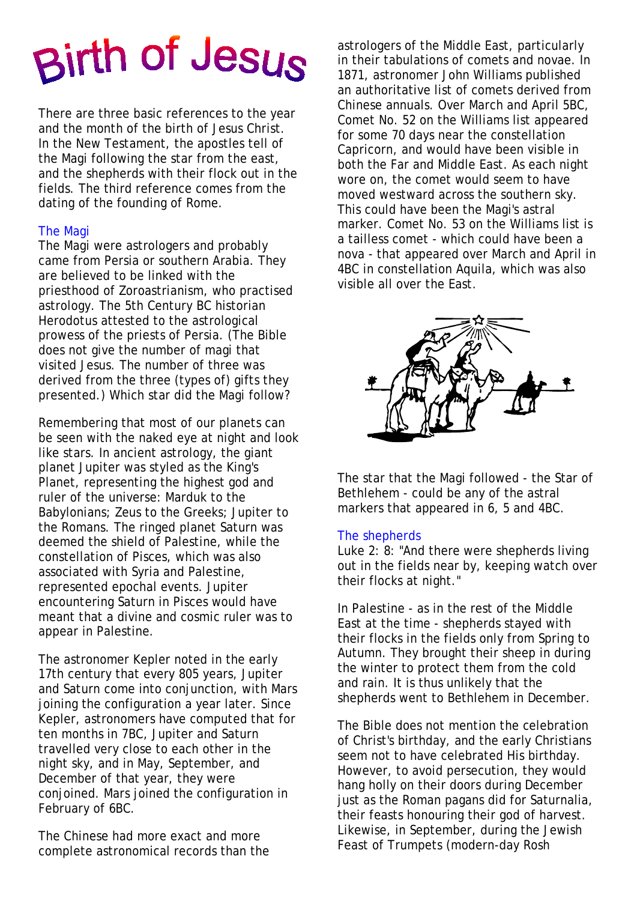# Birth of Jesus

There are three basic references to the year and the month of the birth of Jesus Christ. In the New Testament, the apostles tell of the Magi following the star from the east, and the shepherds with their flock out in the fields. The third reference comes from the dating of the founding of Rome.

## The Magi

The Magi were astrologers and probably came from Persia or southern Arabia. They are believed to be linked with the priesthood of Zoroastrianism, who practised astrology. The 5th Century BC historian Herodotus attested to the astrological prowess of the priests of Persia. (The Bible does not give the number of magi that visited Jesus. The number of three was derived from the three (types of) gifts they presented.) Which star did the Magi follow?

Remembering that most of our planets can be seen with the naked eye at night and look like stars. In ancient astrology, the giant planet Jupiter was styled as the King's Planet, representing the highest god and ruler of the universe: Marduk to the Babylonians; Zeus to the Greeks; Jupiter to the Romans. The ringed planet Saturn was deemed the shield of Palestine, while the constellation of Pisces, which was also associated with Syria and Palestine, represented epochal events. Jupiter encountering Saturn in Pisces would have meant that a divine and cosmic ruler was to appear in Palestine.

The astronomer Kepler noted in the early 17th century that every 805 years, Jupiter and Saturn come into conjunction, with Mars joining the configuration a year later. Since Kepler, astronomers have computed that for ten months in 7BC, Jupiter and Saturn travelled very close to each other in the night sky, and in May, September, and December of that year, they were conjoined. Mars joined the configuration in February of 6BC.

The Chinese had more exact and more complete astronomical records than the astrologers of the Middle East, particularly in their tabulations of comets and novae. In 1871, astronomer John Williams published an authoritative list of comets derived from Chinese annuals. Over March and April 5BC, Comet No. 52 on the Williams list appeared for some 70 days near the constellation Capricorn, and would have been visible in both the Far and Middle East. As each night wore on, the comet would seem to have moved westward across the southern sky. This could have been the Magi's astral marker. Comet No. 53 on the Williams list is a tailless comet - which could have been a nova - that appeared over March and April in 4BC in constellation Aquila, which was also visible all over the East.

The star that the Magi followed - the Star of Bethlehem - could be any of the astral markers that appeared in 6, 5 and 4BC.

## The shepherds

Luke 2: 8: "And there were shepherds living out in the fields near by, keeping watch over their flocks at night."

In Palestine - as in the rest of the Middle East at the time - shepherds stayed with their flocks in the fields only from Spring to Autumn. They brought their sheep in during the winter to protect them from the cold and rain. It is thus unlikely that the shepherds went to Bethlehem in December.

The Bible does not mention the celebration of Christ's birthday, and the early Christians seem not to have celebrated His birthday. However, to avoid persecution, they would hang holly on their doors during December just as the Roman pagans did for Saturnalia, their feasts honouring their god of harvest. Likewise, in September, during the Jewish Feast of Trumpets (modern-day Rosh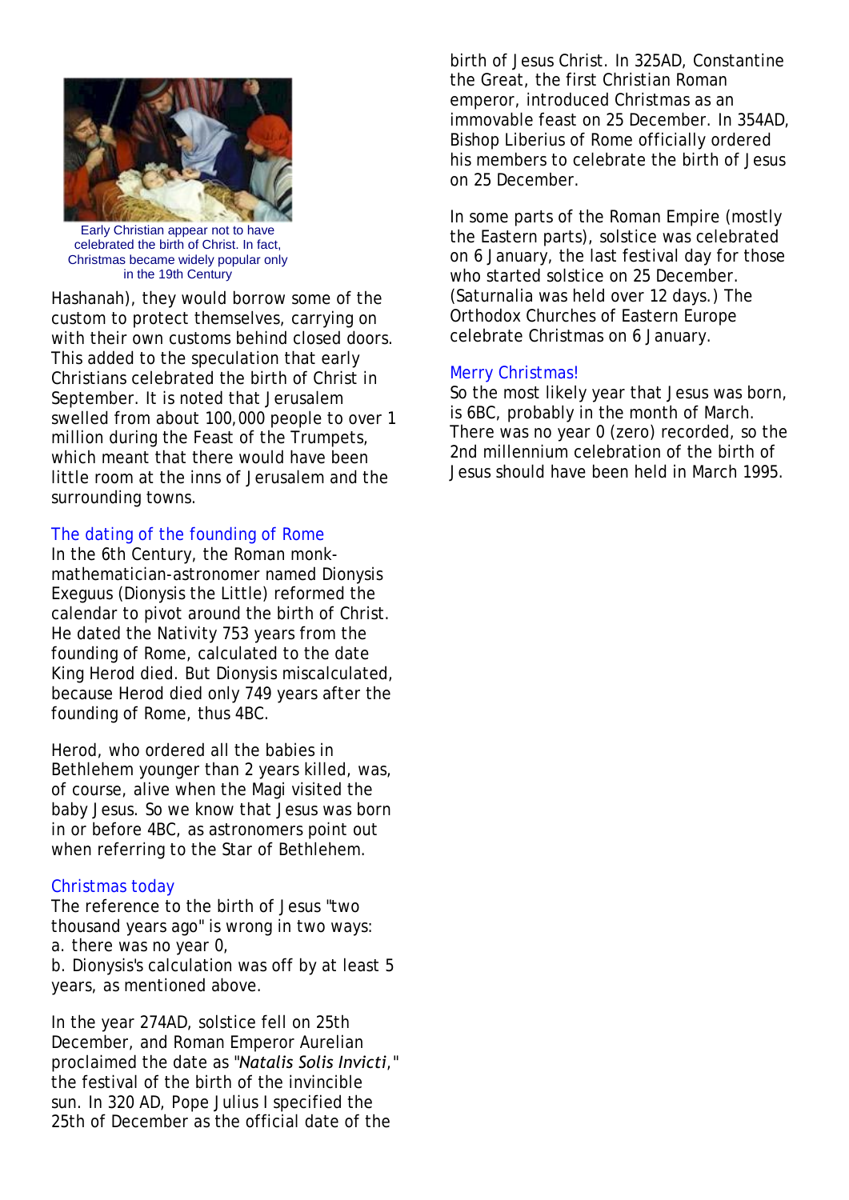Early Christian appear not to have celebrated the birth of Christ. In fact, Christmas became widely popular only in the 19th Century

Hashanah), they would borrow some of the custom to protect themselves, carrying on with their own customs behind closed doors. This added to the speculation that early Christians celebrated the birth of Christ in September. It is noted that Jerusalem swelled from about 100,000 people to over 1 million during the Feast of the Trumpets, which meant that there would have been little room at the inns of Jerusalem and the surrounding towns.

### The dating of the founding of Rome

In the 6th Century, the Roman monk-mathematician-astronomer named Dionysis Exeguus (Dionysis the Little) reformed the calendar to pivot around the birth of Christ. He dated the Nativity 753 years from the founding of Rome, calculated to the date King Herod died. But Dionysis miscalculated, because Herod died only 749 years after the founding of Rome, thus 4BC.

Herod, who ordered all the babies in Bethlehem younger than 2 years killed, was, of course, alive when the Magi visited the baby Jesus. So we know that Jesus was born in or before 4BC, as astronomers point out when referring to the Star of Bethlehem.

### Christmas today

The reference to the birth of Jesus "two thousand years ago" is wrong in two ways:
a. there was no year 0,
b. Dionysis's calculation was off by at least 5 years, as mentioned above.

In the year 274AD, solstice fell on 25th December, and Roman Emperor Aurelian proclaimed the date as "*Natalis Solis Invicti*," the festival of the birth of the invincible sun. In 320 AD, Pope Julius I specified the 25th of December as the official date of the birth of Jesus Christ. In 325AD, Constantine the Great, the first Christian Roman emperor, introduced Christmas as an immovable feast on 25 December. In 354AD, Bishop Liberius of Rome officially ordered his members to celebrate the birth of Jesus on 25 December.

In some parts of the Roman Empire (mostly the Eastern parts), solstice was celebrated on 6 January, the last festival day for those who started solstice on 25 December. (Saturnalia was held over 12 days.) The Orthodox Churches of Eastern Europe celebrate Christmas on 6 January.

### Merry Christmas!

So the most likely year that Jesus was born, is 6BC, probably in the month of March. There was no year 0 (zero) recorded, so the 2nd millennium celebration of the birth of Jesus should have been held in March 1995.